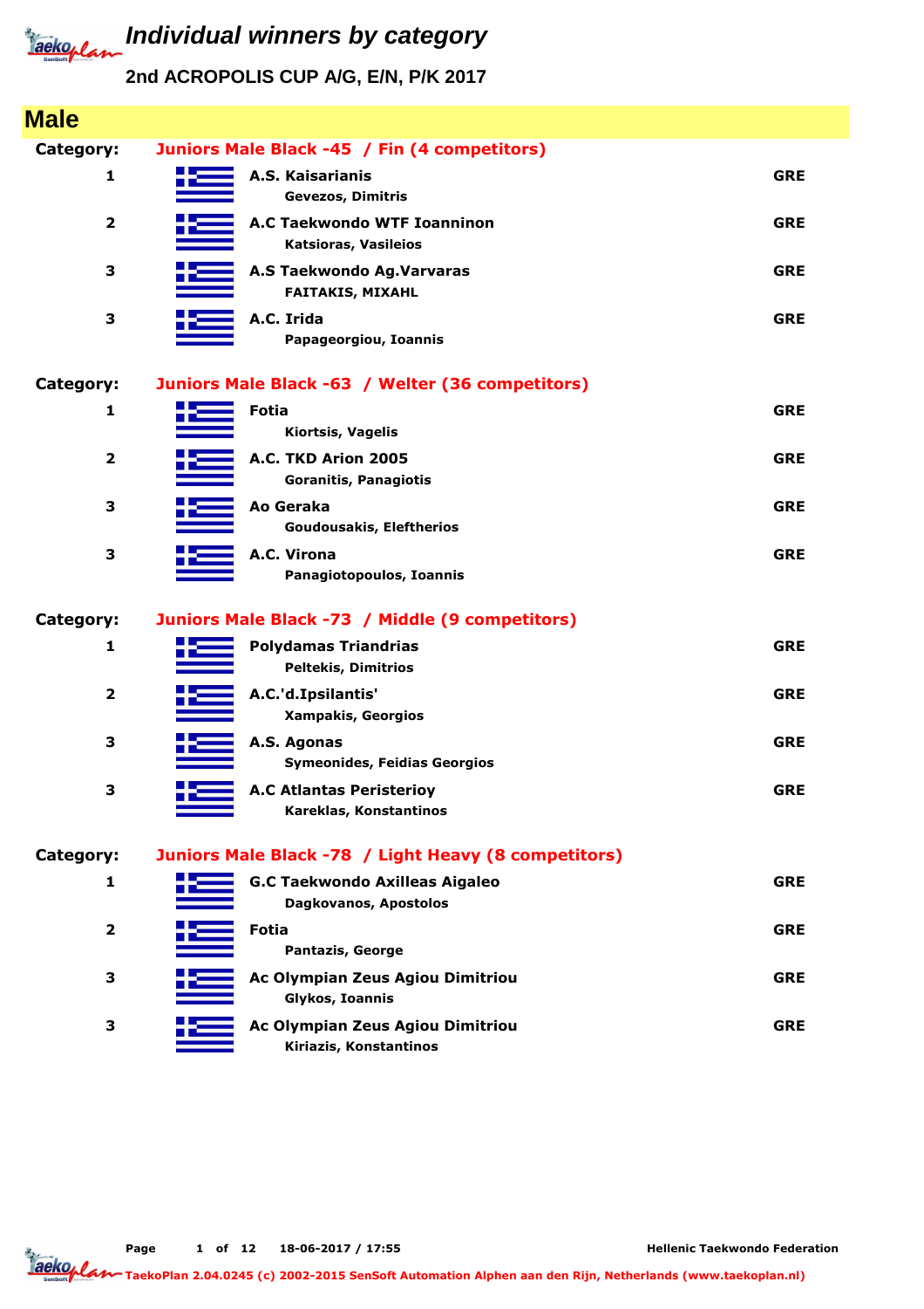# Individual winners by category

## 2nd ACROPOLIS CUP A/G, E/N, P/K 2017

## Male

### Category: Juniors Male Black -45 / Fin (4 competitors)

| Place | Club / Name | Country |
|---|---|---|
| 1 | **A.S. Kaisarianis**<br>Gevezos, Dimitris | GRE |
| 2 | **A.C Taekwondo WTF Ioanninon**<br>Katsioras, Vasileios | GRE |
| 3 | **A.S Taekwondo Ag.Varvaras**<br>FAITAKIS, MIXAHL | GRE |
| 3 | **A.C. Irida**<br>Papageorgiou, Ioannis | GRE |

### Category: Juniors Male Black -63 / Welter (36 competitors)

| Place | Club / Name | Country |
|---|---|---|
| 1 | **Fotia**<br>Kiortsis, Vagelis | GRE |
| 2 | **A.C. TKD Arion 2005**<br>Goranitis, Panagiotis | GRE |
| 3 | **Ao Geraka**<br>Goudousakis, Eleftherios | GRE |
| 3 | **A.C. Virona**<br>Panagiotopoulos, Ioannis | GRE |

### Category: Juniors Male Black -73 / Middle (9 competitors)

| Place | Club / Name | Country |
|---|---|---|
| 1 | **Polydamas Triandrias**<br>Peltekis, Dimitrios | GRE |
| 2 | **A.C.'d.Ipsilantis'**<br>Xampakis, Georgios | GRE |
| 3 | **A.S. Agonas**<br>Symeonides, Feidias Georgios | GRE |
| 3 | **A.C Atlantas Peristerioy**<br>Kareklas, Konstantinos | GRE |

### Category: Juniors Male Black -78 / Light Heavy (8 competitors)

| Place | Club / Name | Country |
|---|---|---|
| 1 | **G.C Taekwondo Axilleas Aigaleo**<br>Dagkovanos, Apostolos | GRE |
| 2 | **Fotia**<br>Pantazis, George | GRE |
| 3 | **Ac Olympian Zeus Agiou Dimitriou**<br>Glykos, Ioannis | GRE |
| 3 | **Ac Olympian Zeus Agiou Dimitriou**<br>Kiriazis, Konstantinos | GRE |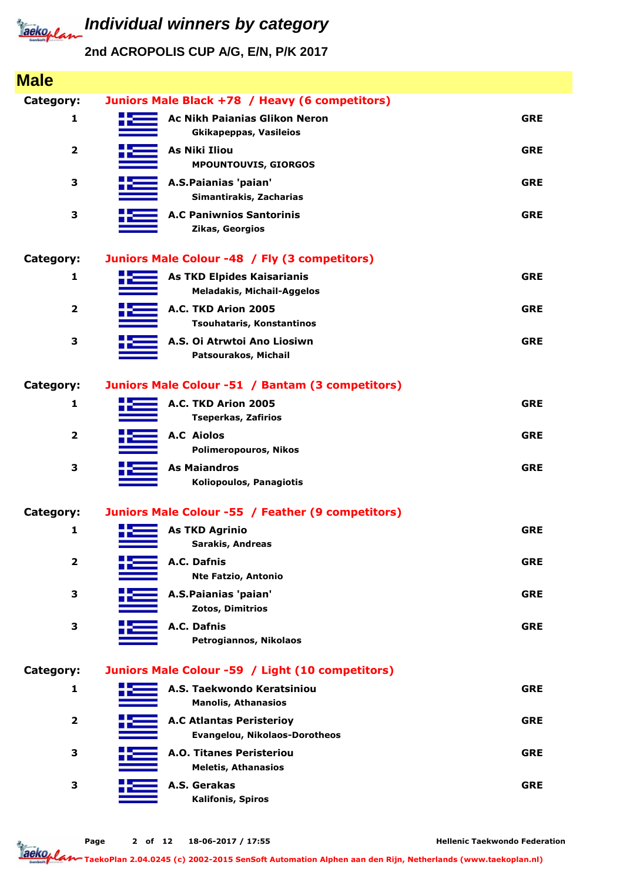# Individual winners by category

## 2nd ACROPOLIS CUP A/G, E/N, P/K 2017

## Male

**Category: Juniors Male Black +78 / Heavy (6 competitors)**

| Place | Club / Name | Country |
|---|---|---|
| 1 | **Ac Nikh Paianias Glikon Neron**<br>Gkikapeppas, Vasileios | GRE |
| 2 | **As Niki Iliou**<br>MPOUNTOUVIS, GIORGOS | GRE |
| 3 | **A.S.Paianias 'paian'**<br>Simantirakis, Zacharias | GRE |
| 3 | **A.C Paniwnios Santorinis**<br>Zikas, Georgios | GRE |

**Category: Juniors Male Colour -48 / Fly (3 competitors)**

| Place | Club / Name | Country |
|---|---|---|
| 1 | **As TKD Elpides Kaisarianis**<br>Meladakis, Michail-Aggelos | GRE |
| 2 | **A.C. TKD Arion 2005**<br>Tsouhataris, Konstantinos | GRE |
| 3 | **A.S. Oi Atrwtoi Ano Liosiwn**<br>Patsourakos, Michail | GRE |

**Category: Juniors Male Colour -51 / Bantam (3 competitors)**

| Place | Club / Name | Country |
|---|---|---|
| 1 | **A.C. TKD Arion 2005**<br>Tseperkas, Zafirios | GRE |
| 2 | **A.C Aiolos**<br>Polimeropouros, Nikos | GRE |
| 3 | **As Maiandros**<br>Koliopoulos, Panagiotis | GRE |

**Category: Juniors Male Colour -55 / Feather (9 competitors)**

| Place | Club / Name | Country |
|---|---|---|
| 1 | **As TKD Agrinio**<br>Sarakis, Andreas | GRE |
| 2 | **A.C. Dafnis**<br>Nte Fatzio, Antonio | GRE |
| 3 | **A.S.Paianias 'paian'**<br>Zotos, Dimitrios | GRE |
| 3 | **A.C. Dafnis**<br>Petrogiannos, Nikolaos | GRE |

**Category: Juniors Male Colour -59 / Light (10 competitors)**

| Place | Club / Name | Country |
|---|---|---|
| 1 | **A.S. Taekwondo Keratsiniou**<br>Manolis, Athanasios | GRE |
| 2 | **A.C Atlantas Peristerioy**<br>Evangelou, Nikolaos-Dorotheos | GRE |
| 3 | **A.O. Titanes Peristeriou**<br>Meletis, Athanasios | GRE |
| 3 | **A.S. Gerakas**<br>Kalifonis, Spiros | GRE |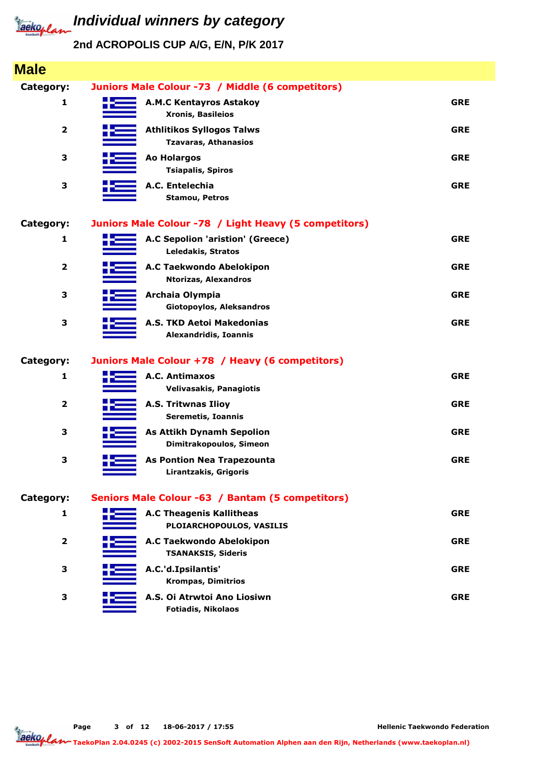# Individual winners by category

## 2nd ACROPOLIS CUP A/G, E/N, P/K 2017

## Male

**Category: Juniors Male Colour -73 / Middle (6 competitors)**

| Place | Club / Name | Country |
|---|---|---|
| 1 | **A.M.C Kentayros Astakoy** Xronis, Basileios | GRE |
| 2 | **Athlitikos Syllogos Talws** Tzavaras, Athanasios | GRE |
| 3 | **Ao Holargos** Tsiapalis, Spiros | GRE |
| 3 | **A.C. Entelechia** Stamou, Petros | GRE |

**Category: Juniors Male Colour -78 / Light Heavy (5 competitors)**

| Place | Club / Name | Country |
|---|---|---|
| 1 | **A.C Sepolion 'aristion' (Greece)** Leledakis, Stratos | GRE |
| 2 | **A.C Taekwondo Abelokipon** Ntorizas, Alexandros | GRE |
| 3 | **Archaia Olympia** Giotopoylos, Aleksandros | GRE |
| 3 | **A.S. TKD Aetoi Makedonias** Alexandridis, Ioannis | GRE |

**Category: Juniors Male Colour +78 / Heavy (6 competitors)**

| Place | Club / Name | Country |
|---|---|---|
| 1 | **A.C. Antimaxos** Velivasakis, Panagiotis | GRE |
| 2 | **A.S. Tritwnas Ilioy** Seremetis, Ioannis | GRE |
| 3 | **As Attikh Dynamh Sepolion** Dimitrakopoulos, Simeon | GRE |
| 3 | **As Pontion Nea Trapezounta** Lirantzakis, Grigoris | GRE |

**Category: Seniors Male Colour -63 / Bantam (5 competitors)**

| Place | Club / Name | Country |
|---|---|---|
| 1 | **A.C Theagenis Kallitheas** PLOIARCHOPOULOS, VASILIS | GRE |
| 2 | **A.C Taekwondo Abelokipon** TSANAKSIS, Siderís | GRE |
| 3 | **A.C.'d.Ipsilantis'** Krompas, Dimitrios | GRE |
| 3 | **A.S. Oi Atrwtoi Ano Liosiwn** Fotiadis, Nikolaos | GRE |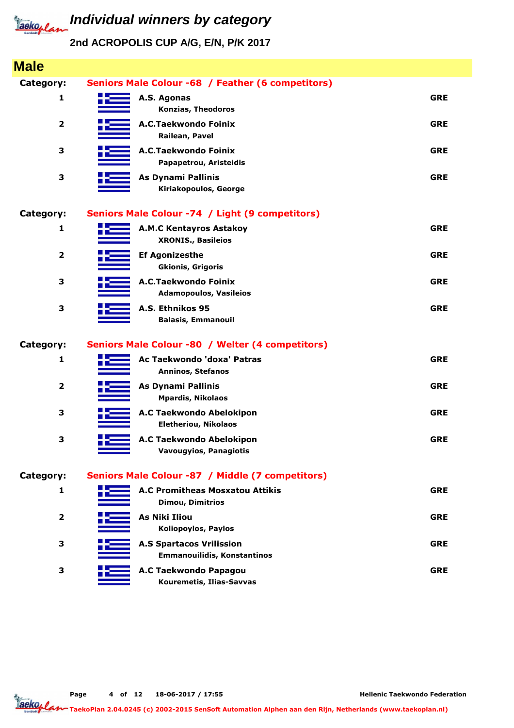# Individual winners by category

## 2nd ACROPOLIS CUP A/G, E/N, P/K 2017

## Male

**Category: Seniors Male Colour -68 / Feather (6 competitors)**

| Rank | Club / Name | Country |
|---|---|---|
| 1 | **A.S. Agonas**<br>Konzias, Theodoros | GRE |
| 2 | **A.C.Taekwondo Foinix**<br>Railean, Pavel | GRE |
| 3 | **A.C.Taekwondo Foinix**<br>Papapetrou, Aristeidis | GRE |
| 3 | **As Dynami Pallinis**<br>Kiriakopoulos, George | GRE |

**Category: Seniors Male Colour -74 / Light (9 competitors)**

| Rank | Club / Name | Country |
|---|---|---|
| 1 | **A.M.C Kentayros Astakoy**<br>XRONIS., Basileios | GRE |
| 2 | **Ef Agonizesthe**<br>Gkionis, Grigoris | GRE |
| 3 | **A.C.Taekwondo Foinix**<br>Adamopoulos, Vasileios | GRE |
| 3 | **A.S. Ethnikos 95**<br>Balasis, Emmanouil | GRE |

**Category: Seniors Male Colour -80 / Welter (4 competitors)**

| Rank | Club / Name | Country |
|---|---|---|
| 1 | **Ac Taekwondo 'doxa' Patras**<br>Anninos, Stefanos | GRE |
| 2 | **As Dynami Pallinis**<br>Mpardis, Nikolaos | GRE |
| 3 | **A.C Taekwondo Abelokipon**<br>Eletheriou, Nikolaos | GRE |
| 3 | **A.C Taekwondo Abelokipon**<br>Vavougyios, Panagiotis | GRE |

**Category: Seniors Male Colour -87 / Middle (7 competitors)**

| Rank | Club / Name | Country |
|---|---|---|
| 1 | **A.C Promitheas Mosxatou Attikis**<br>Dimou, Dimitrios | GRE |
| 2 | **As Niki Iliou**<br>Koliopoylos, Paylos | GRE |
| 3 | **A.S Spartacos Vrilission**<br>Emmanouilidis, Konstantinos | GRE |
| 3 | **A.C Taekwondo Papagou**<br>Kouremetis, Ilias-Savvas | GRE |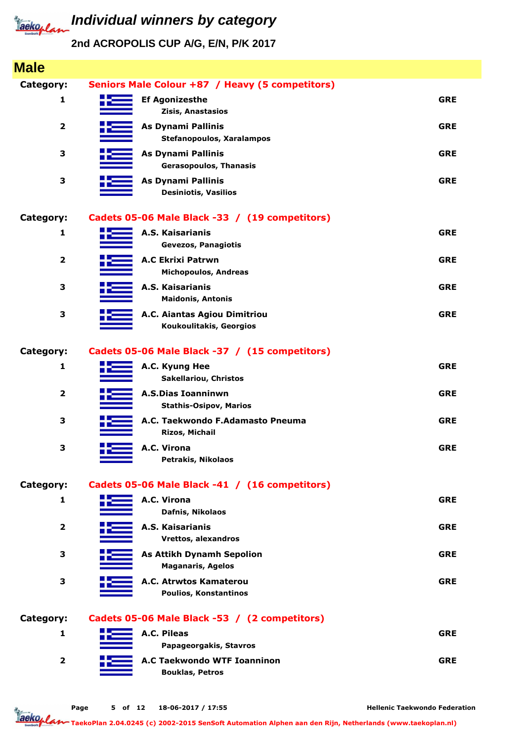# Individual winners by category

## 2nd ACROPOLIS CUP A/G, E/N, P/K 2017

## Male

**Category: Seniors Male Colour +87 / Heavy (5 competitors)**

| Place | Club / Name | Country |
|---|---|---|
| 1 | **Ef Agonizesthe**<br>Zisis, Anastasios | GRE |
| 2 | **As Dynami Pallinis**<br>Stefanopoulos, Xaralampos | GRE |
| 3 | **As Dynami Pallinis**<br>Gerasopoulos, Thanasis | GRE |
| 3 | **As Dynami Pallinis**<br>Desiniotis, Vasilios | GRE |

**Category: Cadets 05-06 Male Black -33 / (19 competitors)**

| Place | Club / Name | Country |
|---|---|---|
| 1 | **A.S. Kaisarianis**<br>Gevezos, Panagiotis | GRE |
| 2 | **A.C Ekrixi Patrwn**<br>Michopoulos, Andreas | GRE |
| 3 | **A.S. Kaisarianis**<br>Maidonis, Antonis | GRE |
| 3 | **A.C. Aiantas Agiou Dimitriou**<br>Koukoulitakis, Georgios | GRE |

**Category: Cadets 05-06 Male Black -37 / (15 competitors)**

| Place | Club / Name | Country |
|---|---|---|
| 1 | **A.C. Kyung Hee**<br>Sakellariou, Christos | GRE |
| 2 | **A.S.Dias Ioanninwn**<br>Stathis-Osipov, Marios | GRE |
| 3 | **A.C. Taekwondo F.Adamasto Pneuma**<br>Rizos, Michail | GRE |
| 3 | **A.C. Virona**<br>Petrakis, Nikolaos | GRE |

**Category: Cadets 05-06 Male Black -41 / (16 competitors)**

| Place | Club / Name | Country |
|---|---|---|
| 1 | **A.C. Virona**<br>Dafnis, Nikolaos | GRE |
| 2 | **A.S. Kaisarianis**<br>Vrettos, alexandros | GRE |
| 3 | **As Attikh Dynamh Sepolion**<br>Maganaris, Agelos | GRE |
| 3 | **A.C. Atrwtos Kamaterou**<br>Poulios, Konstantinos | GRE |

**Category: Cadets 05-06 Male Black -53 / (2 competitors)**

| Place | Club / Name | Country |
|---|---|---|
| 1 | **A.C. Pileas**<br>Papageorgakis, Stavros | GRE |
| 2 | **A.C Taekwondo WTF Ioanninon**<br>Bouklas, Petros | GRE |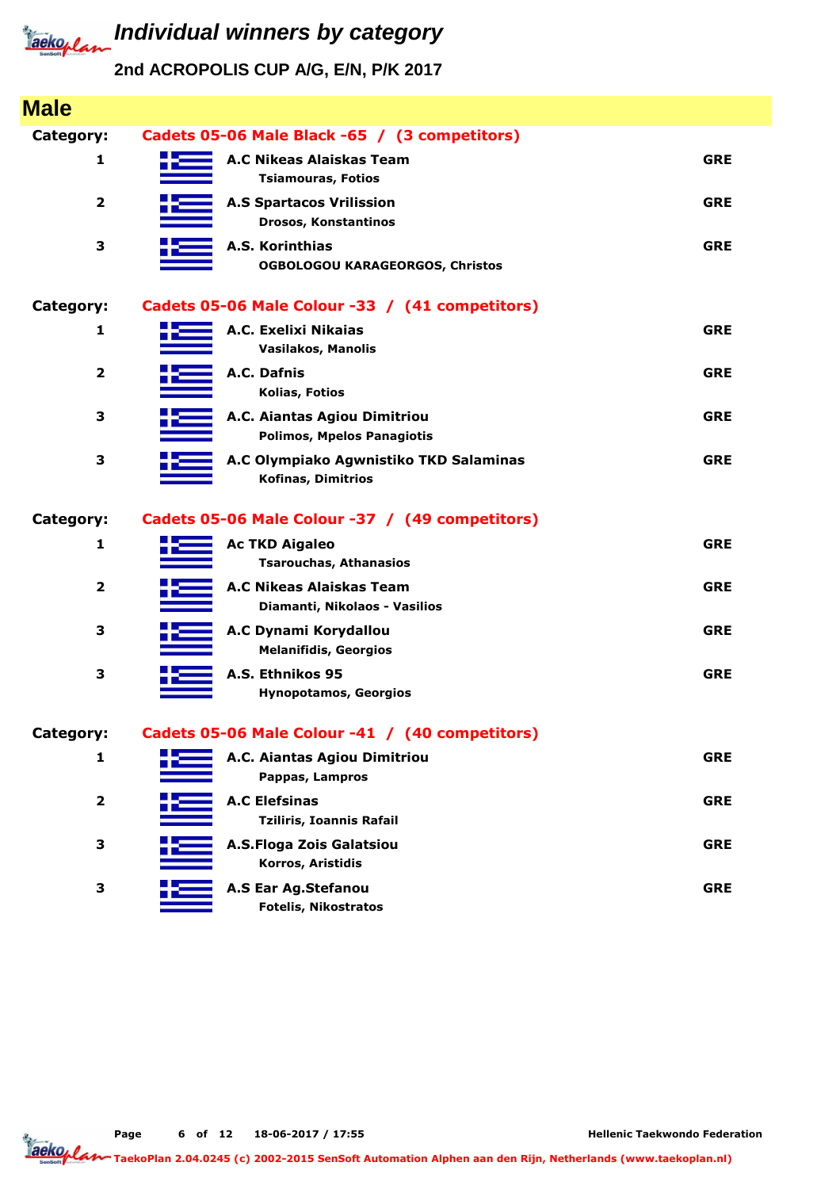# Individual winners by category

## 2nd ACROPOLIS CUP A/G, E/N, P/K 2017

## Male

**Category:** Cadets 05-06 Male Black -65 / (3 competitors)

| Place | Club / Name | Country |
|---|---|---|
| 1 | **A.C Nikeas Alaiskas Team**<br>Tsiamouras, Fotios | GRE |
| 2 | **A.S Spartacos Vrilission**<br>Drosos, Konstantinos | GRE |
| 3 | **A.S. Korinthias**<br>OGBOLOGOU KARAGEORGOS, Christos | GRE |

**Category:** Cadets 05-06 Male Colour -33 / (41 competitors)

| Place | Club / Name | Country |
|---|---|---|
| 1 | **A.C. Exelixi Nikaias**<br>Vasilakos, Manolis | GRE |
| 2 | **A.C. Dafnis**<br>Kolias, Fotios | GRE |
| 3 | **A.C. Aiantas Agiou Dimitriou**<br>Polimos, Mpelos Panagiotis | GRE |
| 3 | **A.C Olympiako Agwnistiko TKD Salaminas**<br>Kofinas, Dimitrios | GRE |

**Category:** Cadets 05-06 Male Colour -37 / (49 competitors)

| Place | Club / Name | Country |
|---|---|---|
| 1 | **Ac TKD Aigaleo**<br>Tsarouchas, Athanasios | GRE |
| 2 | **A.C Nikeas Alaiskas Team**<br>Diamanti, Nikolaos - Vasilios | GRE |
| 3 | **A.C Dynami Korydallou**<br>Melanifidis, Georgios | GRE |
| 3 | **A.S. Ethnikos 95**<br>Hynopotamos, Georgios | GRE |

**Category:** Cadets 05-06 Male Colour -41 / (40 competitors)

| Place | Club / Name | Country |
|---|---|---|
| 1 | **A.C. Aiantas Agiou Dimitriou**<br>Pappas, Lampros | GRE |
| 2 | **A.C Elefsinas**<br>Tziliris, Ioannis Rafail | GRE |
| 3 | **A.S.Floga Zois Galatsiou**<br>Korros, Aristidis | GRE |
| 3 | **A.S Ear Ag.Stefanou**<br>Fotelis, Nikostratos | GRE |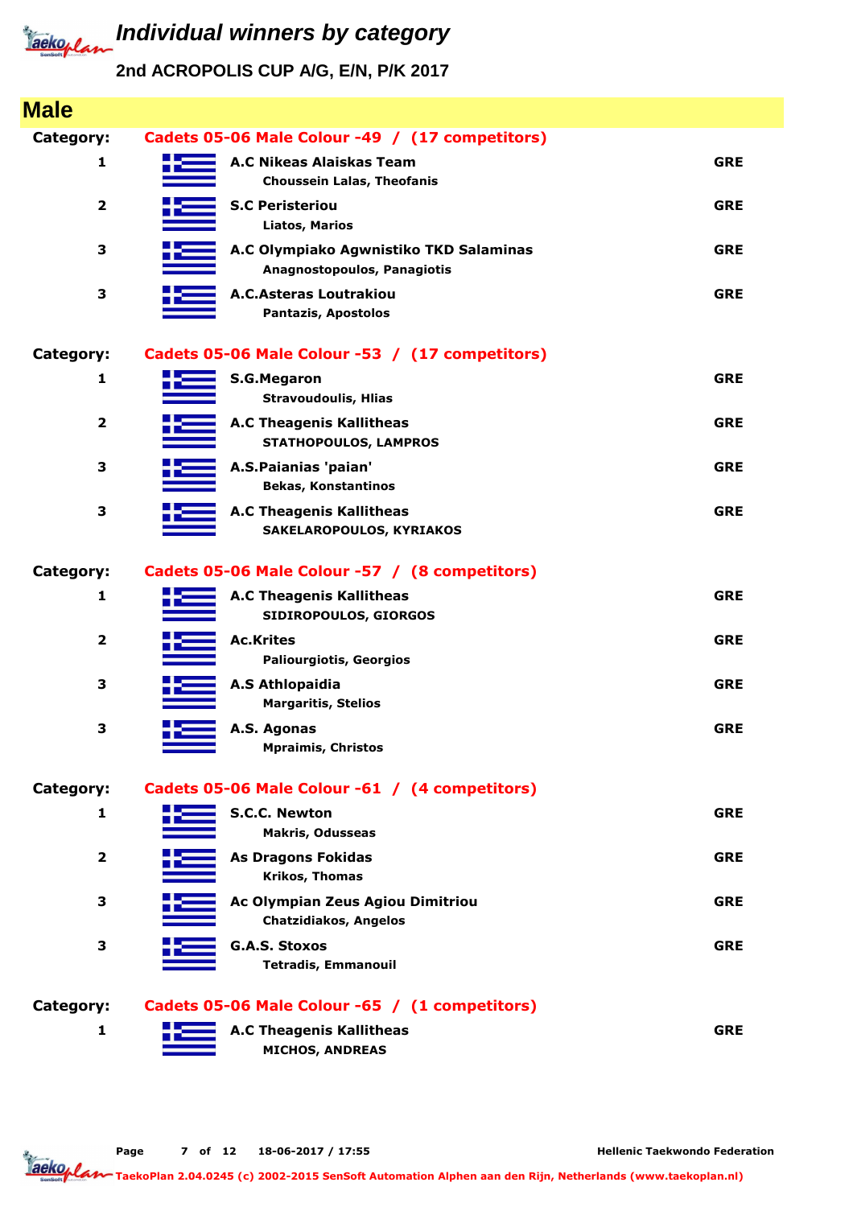# Individual winners by category

## 2nd ACROPOLIS CUP A/G, E/N, P/K 2017

## Male

**Category: Cadets 05-06 Male Colour -49 / (17 competitors)**

| Place | Club / Competitor | Country |
|---|---|---|
| 1 | **A.C Nikeas Alaiskas Team**<br>Choussein Lalas, Theofanis | GRE |
| 2 | **S.C Peristeriou**<br>Liatos, Marios | GRE |
| 3 | **A.C Olympiako Agwnistiko TKD Salaminas**<br>Anagnostopoulos, Panagiotis | GRE |
| 3 | **A.C.Asteras Loutrakiou**<br>Pantazis, Apostolos | GRE |

**Category: Cadets 05-06 Male Colour -53 / (17 competitors)**

| Place | Club / Competitor | Country |
|---|---|---|
| 1 | **S.G.Megaron**<br>Stravoudoulis, Hlias | GRE |
| 2 | **A.C Theagenis Kallitheas**<br>STATHOPOULOS, LAMPROS | GRE |
| 3 | **A.S.Paianias 'paian'**<br>Bekas, Konstantinos | GRE |
| 3 | **A.C Theagenis Kallitheas**<br>SAKELAROPOULOS, KYRIAKOS | GRE |

**Category: Cadets 05-06 Male Colour -57 / (8 competitors)**

| Place | Club / Competitor | Country |
|---|---|---|
| 1 | **A.C Theagenis Kallitheas**<br>SIDIROPOULOS, GIORGOS | GRE |
| 2 | **Ac.Krites**<br>Paliourgiotis, Georgios | GRE |
| 3 | **A.S Athlopaidia**<br>Margaritis, Stelios | GRE |
| 3 | **A.S. Agonas**<br>Mpraimis, Christos | GRE |

**Category: Cadets 05-06 Male Colour -61 / (4 competitors)**

| Place | Club / Competitor | Country |
|---|---|---|
| 1 | **S.C.C. Newton**<br>Makris, Odusseas | GRE |
| 2 | **As Dragons Fokidas**<br>Krikos, Thomas | GRE |
| 3 | **Ac Olympian Zeus Agiou Dimitriou**<br>Chatzidiakos, Angelos | GRE |
| 3 | **G.A.S. Stoxos**<br>Tetradis, Emmanouil | GRE |

**Category: Cadets 05-06 Male Colour -65 / (1 competitors)**

| Place | Club / Competitor | Country |
|---|---|---|
| 1 | **A.C Theagenis Kallitheas**<br>MICHOS, ANDREAS | GRE |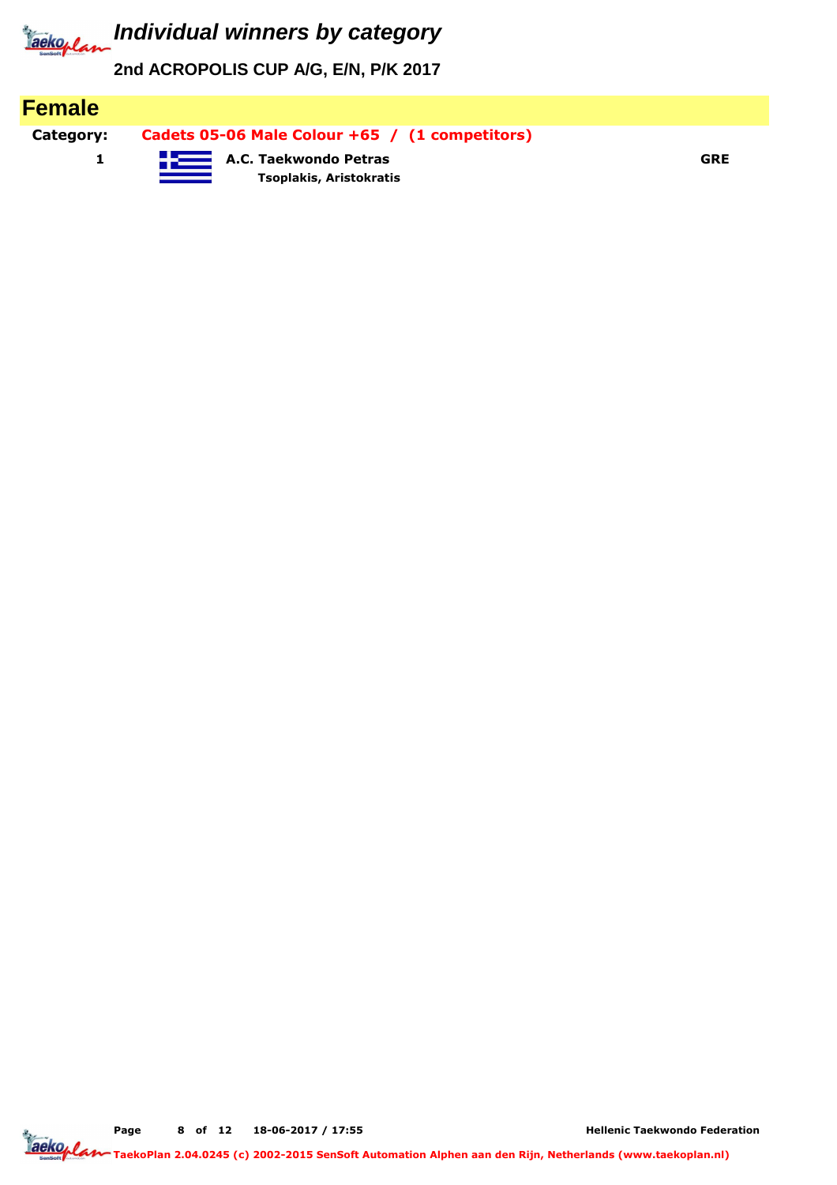# Individual winners by category

**2nd ACROPOLIS CUP A/G, E/N, P/K 2017**

## Female

**Category:** **Cadets 05-06 Male Colour +65 / (1 competitors)**

| Place | Club / Name | Country |
|---|---|---|
| 1 | **A.C. Taekwondo Petras**<br>**Tsoplakis, Aristokratis** | **GRE** |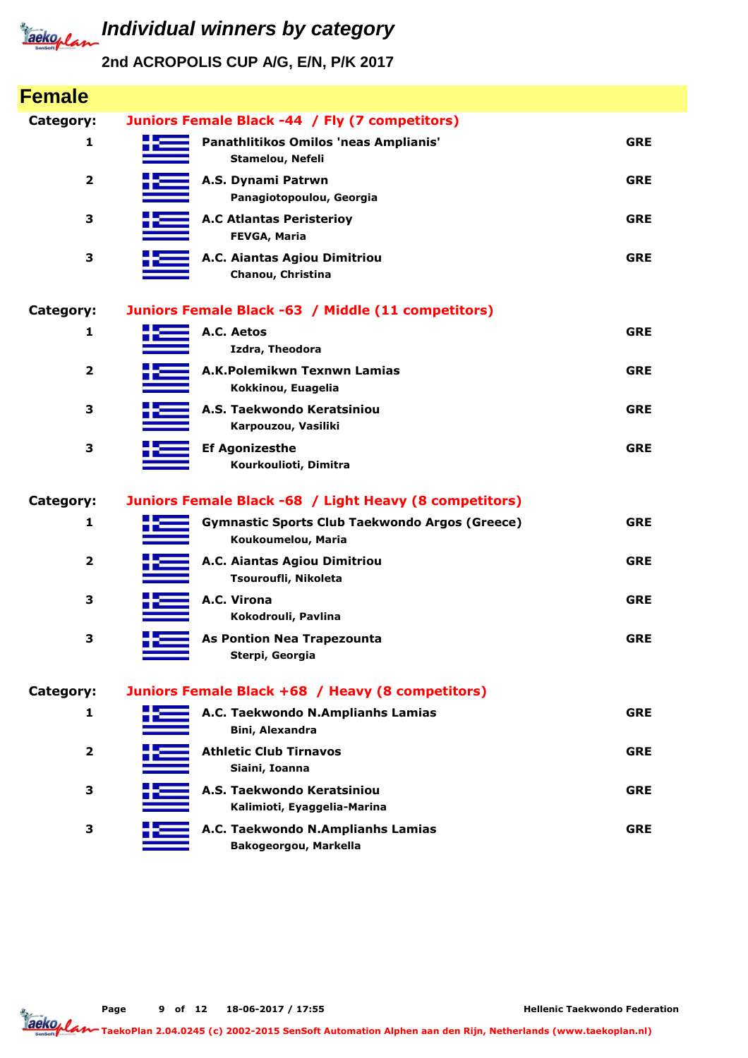# Individual winners by category

## 2nd ACROPOLIS CUP A/G, E/N, P/K 2017

## Female

### Category: Juniors Female Black -44 / Fly (7 competitors)

| Rank | Club / Name | Country |
|---|---|---|
| 1 | **Panathlitikos Omilos 'neas Amplianis'**<br>Stamelou, Nefeli | GRE |
| 2 | **A.S. Dynami Patrwn**<br>Panagiotopoulou, Georgia | GRE |
| 3 | **A.C Atlantas Peristerioy**<br>FEVGA, Maria | GRE |
| 3 | **A.C. Aiantas Agiou Dimitriou**<br>Chanou, Christina | GRE |

### Category: Juniors Female Black -63 / Middle (11 competitors)

| Rank | Club / Name | Country |
|---|---|---|
| 1 | **A.C. Aetos**<br>Izdra, Theodora | GRE |
| 2 | **A.K.Polemikwn Texnwn Lamias**<br>Kokkinou, Euagelia | GRE |
| 3 | **A.S. Taekwondo Keratsiniou**<br>Karpouzou, Vasiliki | GRE |
| 3 | **Ef Agonizesthe**<br>Kourkoulioti, Dimitra | GRE |

### Category: Juniors Female Black -68 / Light Heavy (8 competitors)

| Rank | Club / Name | Country |
|---|---|---|
| 1 | **Gymnastic Sports Club Taekwondo Argos (Greece)**<br>Koukoumelou, Maria | GRE |
| 2 | **A.C. Aiantas Agiou Dimitriou**<br>Tsouroufli, Nikoleta | GRE |
| 3 | **A.C. Virona**<br>Kokodrouli, Pavlina | GRE |
| 3 | **As Pontion Nea Trapezounta**<br>Sterpi, Georgia | GRE |

### Category: Juniors Female Black +68 / Heavy (8 competitors)

| Rank | Club / Name | Country |
|---|---|---|
| 1 | **A.C. Taekwondo N.Amplianhs Lamias**<br>Bini, Alexandra | GRE |
| 2 | **Athletic Club Tirnavos**<br>Siaini, Ioanna | GRE |
| 3 | **A.S. Taekwondo Keratsiniou**<br>Kalimioti, Eyaggelia-Marina | GRE |
| 3 | **A.C. Taekwondo N.Amplianhs Lamias**<br>Bakogeorgou, Markella | GRE |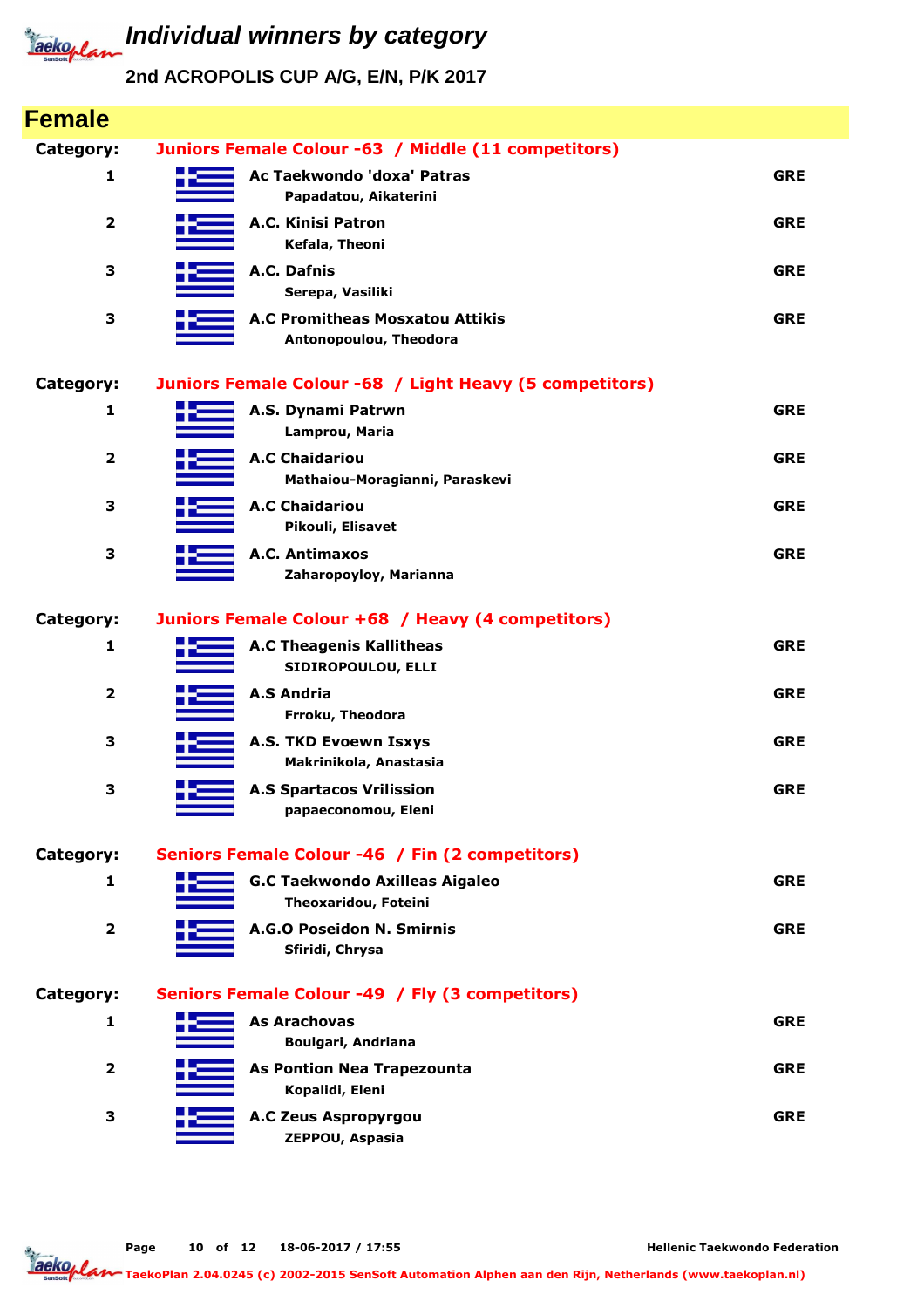# Individual winners by category

## 2nd ACROPOLIS CUP A/G, E/N, P/K 2017

## Female

**Category:** Juniors Female Colour -63 / Middle (11 competitors)

| Place | Club / Name | Country |
|---|---|---|
| 1 | **Ac Taekwondo 'doxa' Patras**<br>Papadatou, Aikaterini | GRE |
| 2 | **A.C. Kinisi Patron**<br>Kefala, Theoni | GRE |
| 3 | **A.C. Dafnis**<br>Serepa, Vasiliki | GRE |
| 3 | **A.C Promitheas Mosxatou Attikis**<br>Antonopoulou, Theodora | GRE |

**Category:** Juniors Female Colour -68 / Light Heavy (5 competitors)

| Place | Club / Name | Country |
|---|---|---|
| 1 | **A.S. Dynami Patrwn**<br>Lamprou, Maria | GRE |
| 2 | **A.C Chaidariou**<br>Mathaiou-Moragianni, Paraskevi | GRE |
| 3 | **A.C Chaidariou**<br>Pikouli, Elisavet | GRE |
| 3 | **A.C. Antimaxos**<br>Zaharopoyloy, Marianna | GRE |

**Category:** Juniors Female Colour +68 / Heavy (4 competitors)

| Place | Club / Name | Country |
|---|---|---|
| 1 | **A.C Theagenis Kallitheas**<br>SIDIROPOULOU, ELLI | GRE |
| 2 | **A.S Andria**<br>Frroku, Theodora | GRE |
| 3 | **A.S. TKD Evoewn Isxys**<br>Makrinikola, Anastasia | GRE |
| 3 | **A.S Spartacos Vrilission**<br>papaeconomou, Eleni | GRE |

**Category:** Seniors Female Colour -46 / Fin (2 competitors)

| Place | Club / Name | Country |
|---|---|---|
| 1 | **G.C Taekwondo Axilleas Aigaleo**<br>Theoxaridou, Foteini | GRE |
| 2 | **A.G.O Poseidon N. Smirnis**<br>Sfiridi, Chrysa | GRE |

**Category:** Seniors Female Colour -49 / Fly (3 competitors)

| Place | Club / Name | Country |
|---|---|---|
| 1 | **As Arachovas**<br>Boulgari, Andriana | GRE |
| 2 | **As Pontion Nea Trapezounta**<br>Kopalidi, Eleni | GRE |
| 3 | **A.C Zeus Aspropyrgou**<br>ZEPPOU, Aspasia | GRE |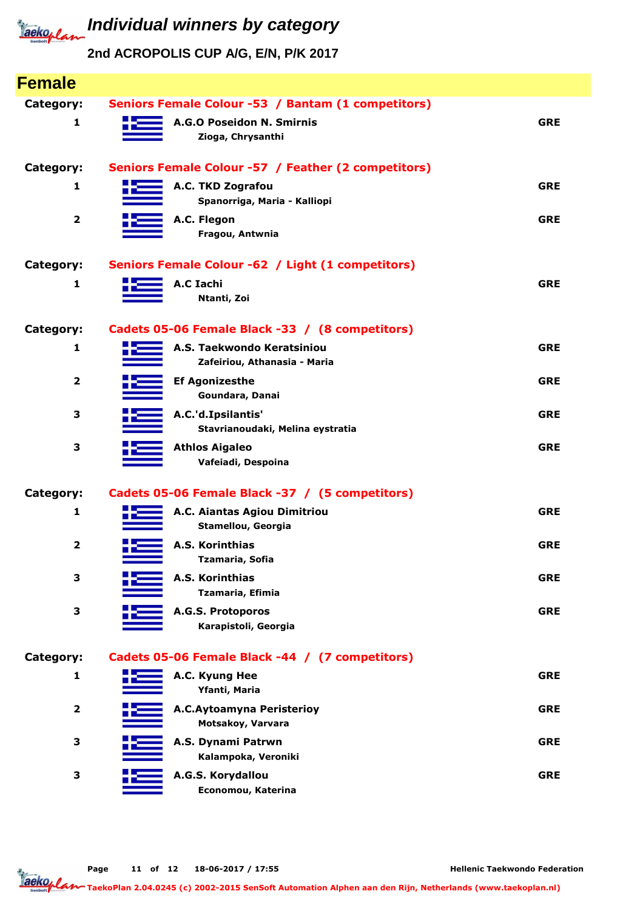# Individual winners by category

## 2nd ACROPOLIS CUP A/G, E/N, P/K 2017

## Female

**Category:** Seniors Female Colour -53 / Bantam (1 competitors)

| Place | Club / Name | Country |
|---|---|---|
| 1 | **A.G.O Poseidon N. Smirnis**<br>Zioga, Chrysanthi | GRE |

**Category:** Seniors Female Colour -57 / Feather (2 competitors)

| Place | Club / Name | Country |
|---|---|---|
| 1 | **A.C. TKD Zografou**<br>Spanorriga, Maria - Kalliopi | GRE |
| 2 | **A.C. Flegon**<br>Fragou, Antwnia | GRE |

**Category:** Seniors Female Colour -62 / Light (1 competitors)

| Place | Club / Name | Country |
|---|---|---|
| 1 | **A.C Iachi**<br>Ntanti, Zoi | GRE |

**Category:** Cadets 05-06 Female Black -33 / (8 competitors)

| Place | Club / Name | Country |
|---|---|---|
| 1 | **A.S. Taekwondo Keratsiniou**<br>Zafeiriou, Athanasia - Maria | GRE |
| 2 | **Ef Agonizesthe**<br>Goundara, Danai | GRE |
| 3 | **A.C.'d.Ipsilantis'**<br>Stavrianoudaki, Melina eystratia | GRE |
| 3 | **Athlos Aigaleo**<br>Vafeiadi, Despoina | GRE |

**Category:** Cadets 05-06 Female Black -37 / (5 competitors)

| Place | Club / Name | Country |
|---|---|---|
| 1 | **A.C. Aiantas Agiou Dimitriou**<br>Stamellou, Georgia | GRE |
| 2 | **A.S. Korinthias**<br>Tzamaria, Sofia | GRE |
| 3 | **A.S. Korinthias**<br>Tzamaria, Efimia | GRE |
| 3 | **A.G.S. Protoporos**<br>Karapistoli, Georgia | GRE |

**Category:** Cadets 05-06 Female Black -44 / (7 competitors)

| Place | Club / Name | Country |
|---|---|---|
| 1 | **A.C. Kyung Hee**<br>Yfanti, Maria | GRE |
| 2 | **A.C.Aytoamyna Peristerioy**<br>Motsakoy, Varvara | GRE |
| 3 | **A.S. Dynami Patrwn**<br>Kalampoka, Veroniki | GRE |
| 3 | **A.G.S. Korydallou**<br>Economou, Katerina | GRE |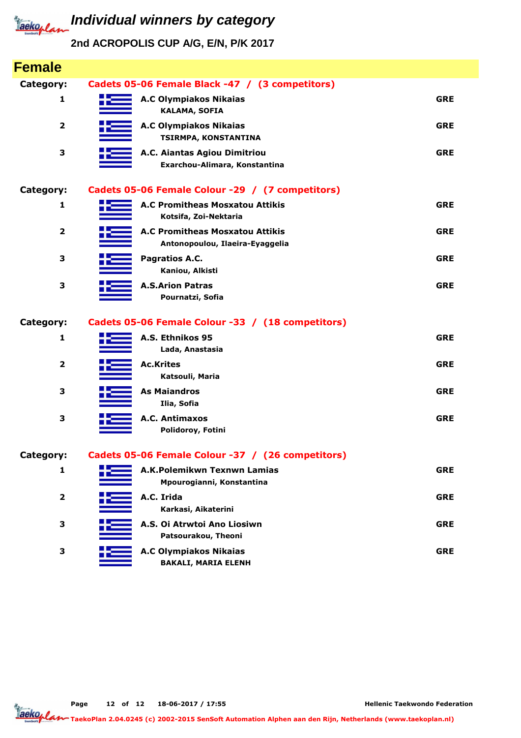# Individual winners by category

## 2nd ACROPOLIS CUP A/G, E/N, P/K 2017

## Female

**Category:** Cadets 05-06 Female Black -47 / (3 competitors)

| | | |
|---|---|---|
| 1 | A.C Olympiakos Nikaias<br>KALAMA, SOFIA | GRE |
| 2 | A.C Olympiakos Nikaias<br>TSIRMPA, KONSTANTINA | GRE |
| 3 | A.C. Aiantas Agiou Dimitriou<br>Exarchou-Alimara, Konstantina | GRE |

**Category:** Cadets 05-06 Female Colour -29 / (7 competitors)

| | | |
|---|---|---|
| 1 | A.C Promitheas Mosxatou Attikis<br>Kotsifa, Zoi-Nektaria | GRE |
| 2 | A.C Promitheas Mosxatou Attikis<br>Antonopoulou, Ilaeira-Eyaggelia | GRE |
| 3 | Pagratios A.C.<br>Kaniou, Alkisti | GRE |
| 3 | A.S.Arion Patras<br>Pournatzi, Sofia | GRE |

**Category:** Cadets 05-06 Female Colour -33 / (18 competitors)

| | | |
|---|---|---|
| 1 | A.S. Ethnikos 95<br>Lada, Anastasia | GRE |
| 2 | Ac.Krites<br>Katsouli, Maria | GRE |
| 3 | As Maiandros<br>Ilia, Sofia | GRE |
| 3 | A.C. Antimaxos<br>Polidoroy, Fotini | GRE |

**Category:** Cadets 05-06 Female Colour -37 / (26 competitors)

| | | |
|---|---|---|
| 1 | A.K.Polemikwn Texnwn Lamias<br>Mpourogianni, Konstantina | GRE |
| 2 | A.C. Irida<br>Karkasi, Aikaterini | GRE |
| 3 | A.S. Oi Atrwtoi Ano Liosiwn<br>Patsourakou, Theoni | GRE |
| 3 | A.C Olympiakos Nikaias<br>BAKALI, MARIA ELENH | GRE |